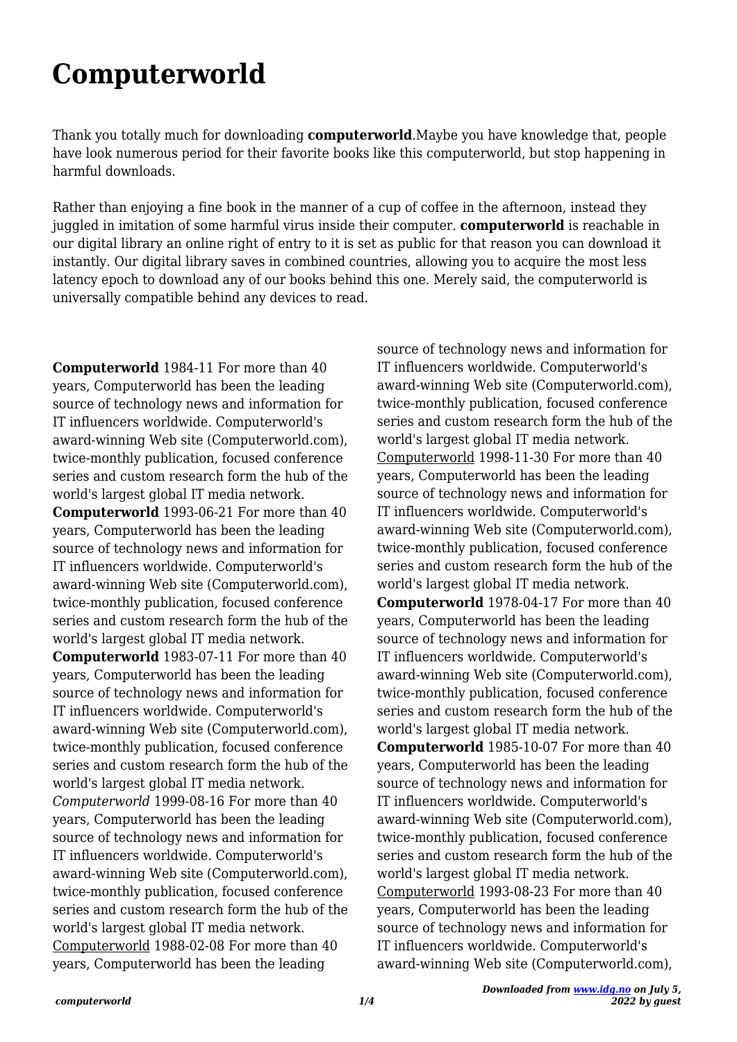# Computerworld

Thank you totally much for downloading **computerworld**.Maybe you have knowledge that, people have look numerous period for their favorite books like this computerworld, but stop happening in harmful downloads.

Rather than enjoying a fine book in the manner of a cup of coffee in the afternoon, instead they juggled in imitation of some harmful virus inside their computer. **computerworld** is reachable in our digital library an online right of entry to it is set as public for that reason you can download it instantly. Our digital library saves in combined countries, allowing you to acquire the most less latency epoch to download any of our books behind this one. Merely said, the computerworld is universally compatible behind any devices to read.

**Computerworld** 1984-11 For more than 40 years, Computerworld has been the leading source of technology news and information for IT influencers worldwide. Computerworld's award-winning Web site (Computerworld.com), twice-monthly publication, focused conference series and custom research form the hub of the world's largest global IT media network.
**Computerworld** 1993-06-21 For more than 40 years, Computerworld has been the leading source of technology news and information for IT influencers worldwide. Computerworld's award-winning Web site (Computerworld.com), twice-monthly publication, focused conference series and custom research form the hub of the world's largest global IT media network.
**Computerworld** 1983-07-11 For more than 40 years, Computerworld has been the leading source of technology news and information for IT influencers worldwide. Computerworld's award-winning Web site (Computerworld.com), twice-monthly publication, focused conference series and custom research form the hub of the world's largest global IT media network.
*Computerworld* 1999-08-16 For more than 40 years, Computerworld has been the leading source of technology news and information for IT influencers worldwide. Computerworld's award-winning Web site (Computerworld.com), twice-monthly publication, focused conference series and custom research form the hub of the world's largest global IT media network.
Computerworld 1988-02-08 For more than 40 years, Computerworld has been the leading source of technology news and information for IT influencers worldwide. Computerworld's award-winning Web site (Computerworld.com), twice-monthly publication, focused conference series and custom research form the hub of the world's largest global IT media network.
Computerworld 1998-11-30 For more than 40 years, Computerworld has been the leading source of technology news and information for IT influencers worldwide. Computerworld's award-winning Web site (Computerworld.com), twice-monthly publication, focused conference series and custom research form the hub of the world's largest global IT media network.
**Computerworld** 1978-04-17 For more than 40 years, Computerworld has been the leading source of technology news and information for IT influencers worldwide. Computerworld's award-winning Web site (Computerworld.com), twice-monthly publication, focused conference series and custom research form the hub of the world's largest global IT media network.
**Computerworld** 1985-10-07 For more than 40 years, Computerworld has been the leading source of technology news and information for IT influencers worldwide. Computerworld's award-winning Web site (Computerworld.com), twice-monthly publication, focused conference series and custom research form the hub of the world's largest global IT media network.
Computerworld 1993-08-23 For more than 40 years, Computerworld has been the leading source of technology news and information for IT influencers worldwide. Computerworld's award-winning Web site (Computerworld.com),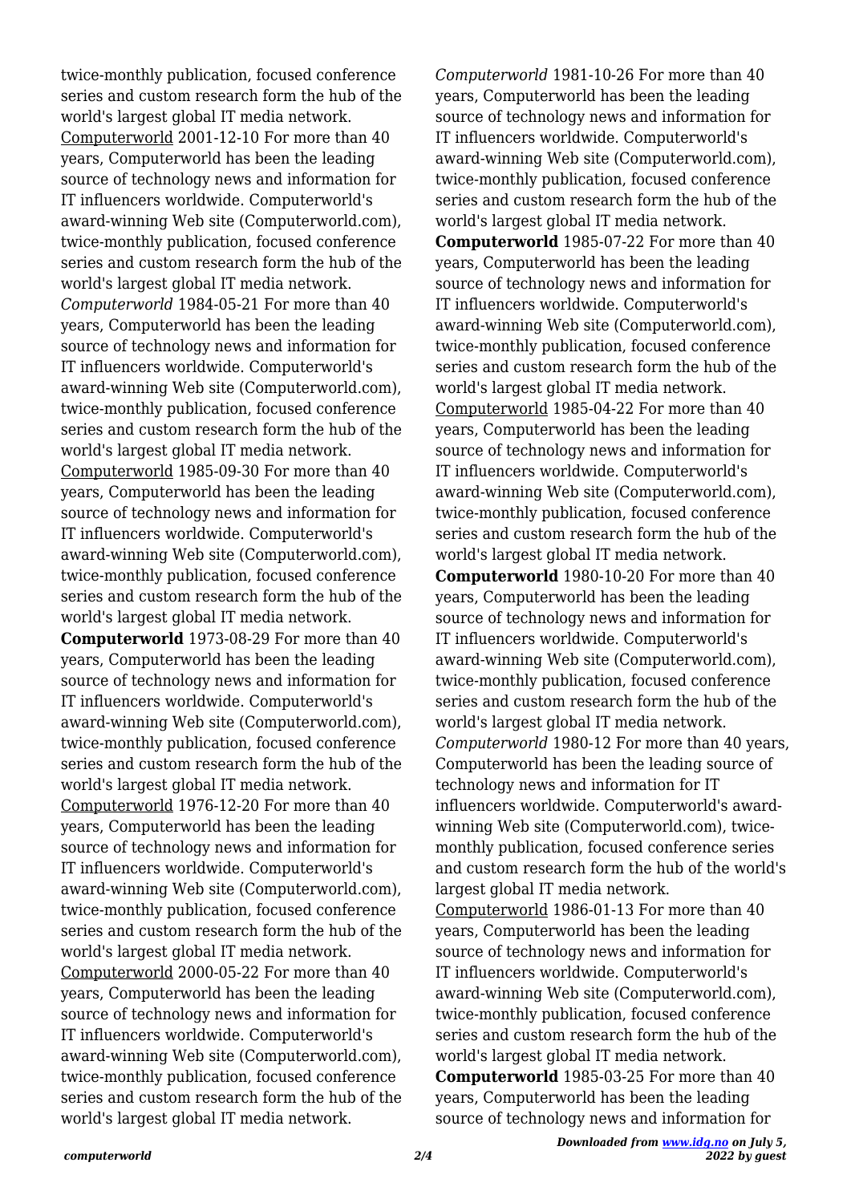twice-monthly publication, focused conference series and custom research form the hub of the world's largest global IT media network.

Computerworld 2001-12-10 For more than 40 years, Computerworld has been the leading source of technology news and information for IT influencers worldwide. Computerworld's award-winning Web site (Computerworld.com), twice-monthly publication, focused conference series and custom research form the hub of the world's largest global IT media network.

*Computerworld* 1984-05-21 For more than 40 years, Computerworld has been the leading source of technology news and information for IT influencers worldwide. Computerworld's award-winning Web site (Computerworld.com), twice-monthly publication, focused conference series and custom research form the hub of the world's largest global IT media network.

Computerworld 1985-09-30 For more than 40 years, Computerworld has been the leading source of technology news and information for IT influencers worldwide. Computerworld's award-winning Web site (Computerworld.com), twice-monthly publication, focused conference series and custom research form the hub of the world's largest global IT media network.

**Computerworld** 1973-08-29 For more than 40 years, Computerworld has been the leading source of technology news and information for IT influencers worldwide. Computerworld's award-winning Web site (Computerworld.com), twice-monthly publication, focused conference series and custom research form the hub of the world's largest global IT media network.

Computerworld 1976-12-20 For more than 40 years, Computerworld has been the leading source of technology news and information for IT influencers worldwide. Computerworld's award-winning Web site (Computerworld.com), twice-monthly publication, focused conference series and custom research form the hub of the world's largest global IT media network.

Computerworld 2000-05-22 For more than 40 years, Computerworld has been the leading source of technology news and information for IT influencers worldwide. Computerworld's award-winning Web site (Computerworld.com), twice-monthly publication, focused conference series and custom research form the hub of the world's largest global IT media network.

*Computerworld* 1981-10-26 For more than 40 years, Computerworld has been the leading source of technology news and information for IT influencers worldwide. Computerworld's award-winning Web site (Computerworld.com), twice-monthly publication, focused conference series and custom research form the hub of the world's largest global IT media network.

**Computerworld** 1985-07-22 For more than 40 years, Computerworld has been the leading source of technology news and information for IT influencers worldwide. Computerworld's award-winning Web site (Computerworld.com), twice-monthly publication, focused conference series and custom research form the hub of the world's largest global IT media network.

Computerworld 1985-04-22 For more than 40 years, Computerworld has been the leading source of technology news and information for IT influencers worldwide. Computerworld's award-winning Web site (Computerworld.com), twice-monthly publication, focused conference series and custom research form the hub of the world's largest global IT media network.

**Computerworld** 1980-10-20 For more than 40 years, Computerworld has been the leading source of technology news and information for IT influencers worldwide. Computerworld's award-winning Web site (Computerworld.com), twice-monthly publication, focused conference series and custom research form the hub of the world's largest global IT media network.

*Computerworld* 1980-12 For more than 40 years, Computerworld has been the leading source of technology news and information for IT influencers worldwide. Computerworld's award-winning Web site (Computerworld.com), twice-monthly publication, focused conference series and custom research form the hub of the world's largest global IT media network.

Computerworld 1986-01-13 For more than 40 years, Computerworld has been the leading source of technology news and information for IT influencers worldwide. Computerworld's award-winning Web site (Computerworld.com), twice-monthly publication, focused conference series and custom research form the hub of the world's largest global IT media network.

**Computerworld** 1985-03-25 For more than 40 years, Computerworld has been the leading source of technology news and information for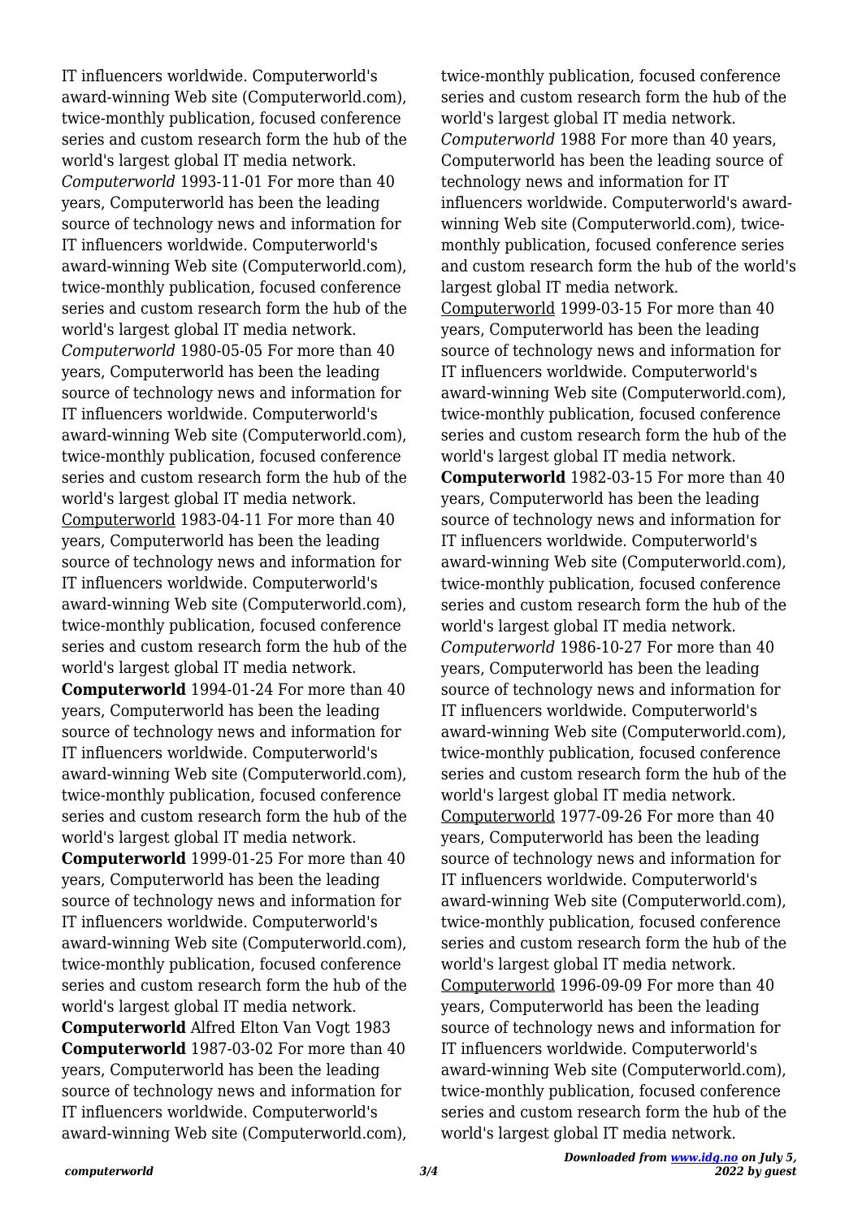IT influencers worldwide. Computerworld's award-winning Web site (Computerworld.com), twice-monthly publication, focused conference series and custom research form the hub of the world's largest global IT media network.

*Computerworld* 1993-11-01 For more than 40 years, Computerworld has been the leading source of technology news and information for IT influencers worldwide. Computerworld's award-winning Web site (Computerworld.com), twice-monthly publication, focused conference series and custom research form the hub of the world's largest global IT media network.

*Computerworld* 1980-05-05 For more than 40 years, Computerworld has been the leading source of technology news and information for IT influencers worldwide. Computerworld's award-winning Web site (Computerworld.com), twice-monthly publication, focused conference series and custom research form the hub of the world's largest global IT media network.

Computerworld 1983-04-11 For more than 40 years, Computerworld has been the leading source of technology news and information for IT influencers worldwide. Computerworld's award-winning Web site (Computerworld.com), twice-monthly publication, focused conference series and custom research form the hub of the world's largest global IT media network.

**Computerworld** 1994-01-24 For more than 40 years, Computerworld has been the leading source of technology news and information for IT influencers worldwide. Computerworld's award-winning Web site (Computerworld.com), twice-monthly publication, focused conference series and custom research form the hub of the world's largest global IT media network.

**Computerworld** 1999-01-25 For more than 40 years, Computerworld has been the leading source of technology news and information for IT influencers worldwide. Computerworld's award-winning Web site (Computerworld.com), twice-monthly publication, focused conference series and custom research form the hub of the world's largest global IT media network.

**Computerworld** Alfred Elton Van Vogt 1983

**Computerworld** 1987-03-02 For more than 40 years, Computerworld has been the leading source of technology news and information for IT influencers worldwide. Computerworld's award-winning Web site (Computerworld.com), twice-monthly publication, focused conference series and custom research form the hub of the world's largest global IT media network.

*Computerworld* 1988 For more than 40 years, Computerworld has been the leading source of technology news and information for IT influencers worldwide. Computerworld's award-winning Web site (Computerworld.com), twice-monthly publication, focused conference series and custom research form the hub of the world's largest global IT media network.

Computerworld 1999-03-15 For more than 40 years, Computerworld has been the leading source of technology news and information for IT influencers worldwide. Computerworld's award-winning Web site (Computerworld.com), twice-monthly publication, focused conference series and custom research form the hub of the world's largest global IT media network.

**Computerworld** 1982-03-15 For more than 40 years, Computerworld has been the leading source of technology news and information for IT influencers worldwide. Computerworld's award-winning Web site (Computerworld.com), twice-monthly publication, focused conference series and custom research form the hub of the world's largest global IT media network.

*Computerworld* 1986-10-27 For more than 40 years, Computerworld has been the leading source of technology news and information for IT influencers worldwide. Computerworld's award-winning Web site (Computerworld.com), twice-monthly publication, focused conference series and custom research form the hub of the world's largest global IT media network.

Computerworld 1977-09-26 For more than 40 years, Computerworld has been the leading source of technology news and information for IT influencers worldwide. Computerworld's award-winning Web site (Computerworld.com), twice-monthly publication, focused conference series and custom research form the hub of the world's largest global IT media network.

Computerworld 1996-09-09 For more than 40 years, Computerworld has been the leading source of technology news and information for IT influencers worldwide. Computerworld's award-winning Web site (Computerworld.com), twice-monthly publication, focused conference series and custom research form the hub of the world's largest global IT media network.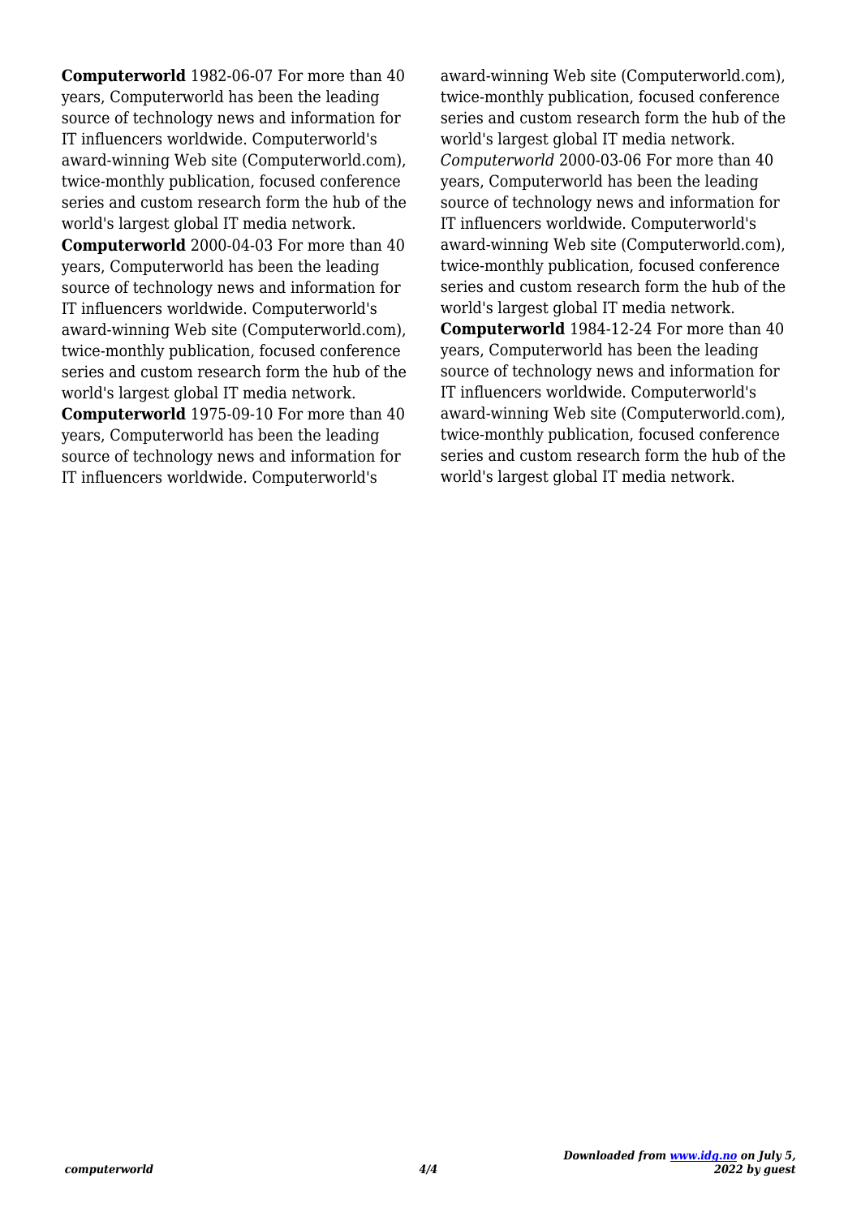**Computerworld** 1982-06-07 For more than 40 years, Computerworld has been the leading source of technology news and information for IT influencers worldwide. Computerworld's award-winning Web site (Computerworld.com), twice-monthly publication, focused conference series and custom research form the hub of the world's largest global IT media network.

**Computerworld** 2000-04-03 For more than 40 years, Computerworld has been the leading source of technology news and information for IT influencers worldwide. Computerworld's award-winning Web site (Computerworld.com), twice-monthly publication, focused conference series and custom research form the hub of the world's largest global IT media network.

**Computerworld** 1975-09-10 For more than 40 years, Computerworld has been the leading source of technology news and information for IT influencers worldwide. Computerworld's award-winning Web site (Computerworld.com), twice-monthly publication, focused conference series and custom research form the hub of the world's largest global IT media network.

*Computerworld* 2000-03-06 For more than 40 years, Computerworld has been the leading source of technology news and information for IT influencers worldwide. Computerworld's award-winning Web site (Computerworld.com), twice-monthly publication, focused conference series and custom research form the hub of the world's largest global IT media network.

**Computerworld** 1984-12-24 For more than 40 years, Computerworld has been the leading source of technology news and information for IT influencers worldwide. Computerworld's award-winning Web site (Computerworld.com), twice-monthly publication, focused conference series and custom research form the hub of the world's largest global IT media network.